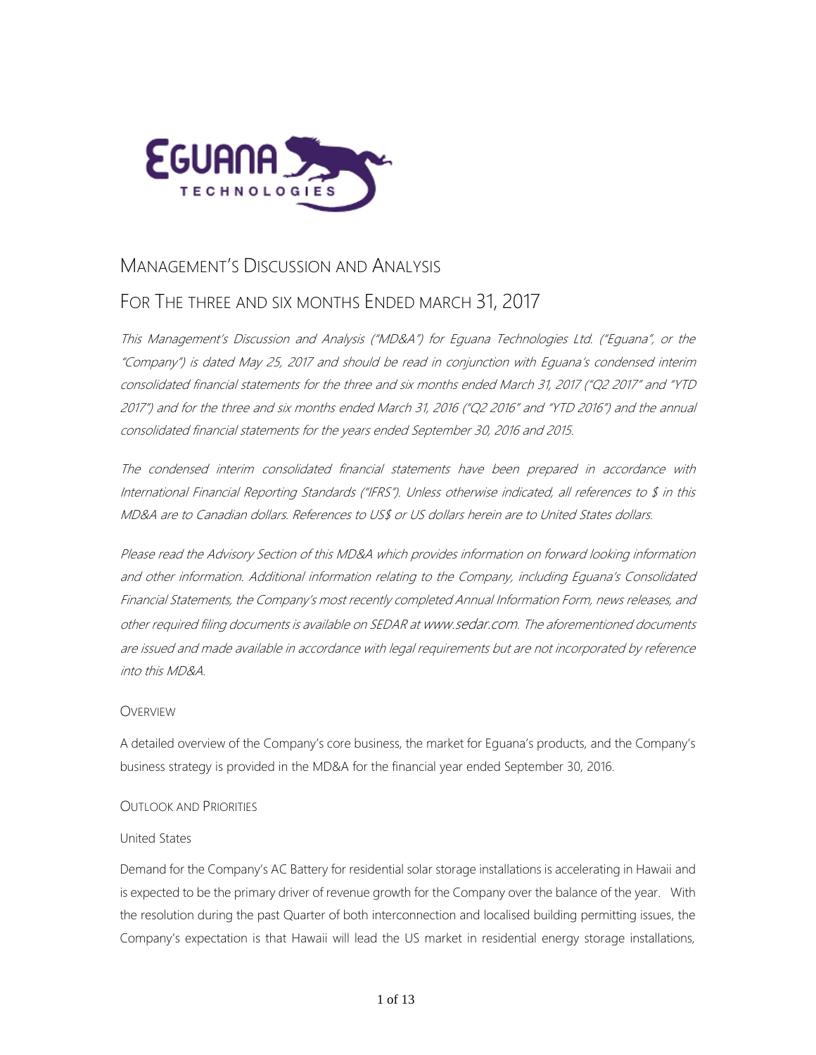# MANAGEMENT'S DISCUSSION AND ANALYSIS

## FOR THE THREE AND SIX MONTHS ENDED MARCH 31, 2017

*This Management's Discussion and Analysis ("MD&A") for Eguana Technologies Ltd. ("Eguana", or the "Company") is dated May 25, 2017 and should be read in conjunction with Eguana's condensed interim consolidated financial statements for the three and six months ended March 31, 2017 ("Q2 2017" and "YTD 2017") and for the three and six months ended March 31, 2016 ("Q2 2016" and "YTD 2016") and the annual consolidated financial statements for the years ended September 30, 2016 and 2015.*

*The condensed interim consolidated financial statements have been prepared in accordance with International Financial Reporting Standards ("IFRS"). Unless otherwise indicated, all references to $ in this MD&A are to Canadian dollars. References to US$ or US dollars herein are to United States dollars.*

*Please read the Advisory Section of this MD&A which provides information on forward looking information and other information. Additional information relating to the Company, including Eguana's Consolidated Financial Statements, the Company's most recently completed Annual Information Form, news releases, and other required filing documents is available on SEDAR at www.sedar.com. The aforementioned documents are issued and made available in accordance with legal requirements but are not incorporated by reference into this MD&A.*

### OVERVIEW

A detailed overview of the Company's core business, the market for Eguana's products, and the Company's business strategy is provided in the MD&A for the financial year ended September 30, 2016.

### OUTLOOK AND PRIORITIES

United States

Demand for the Company's AC Battery for residential solar storage installations is accelerating in Hawaii and is expected to be the primary driver of revenue growth for the Company over the balance of the year. With the resolution during the past Quarter of both interconnection and localised building permitting issues, the Company's expectation is that Hawaii will lead the US market in residential energy storage installations,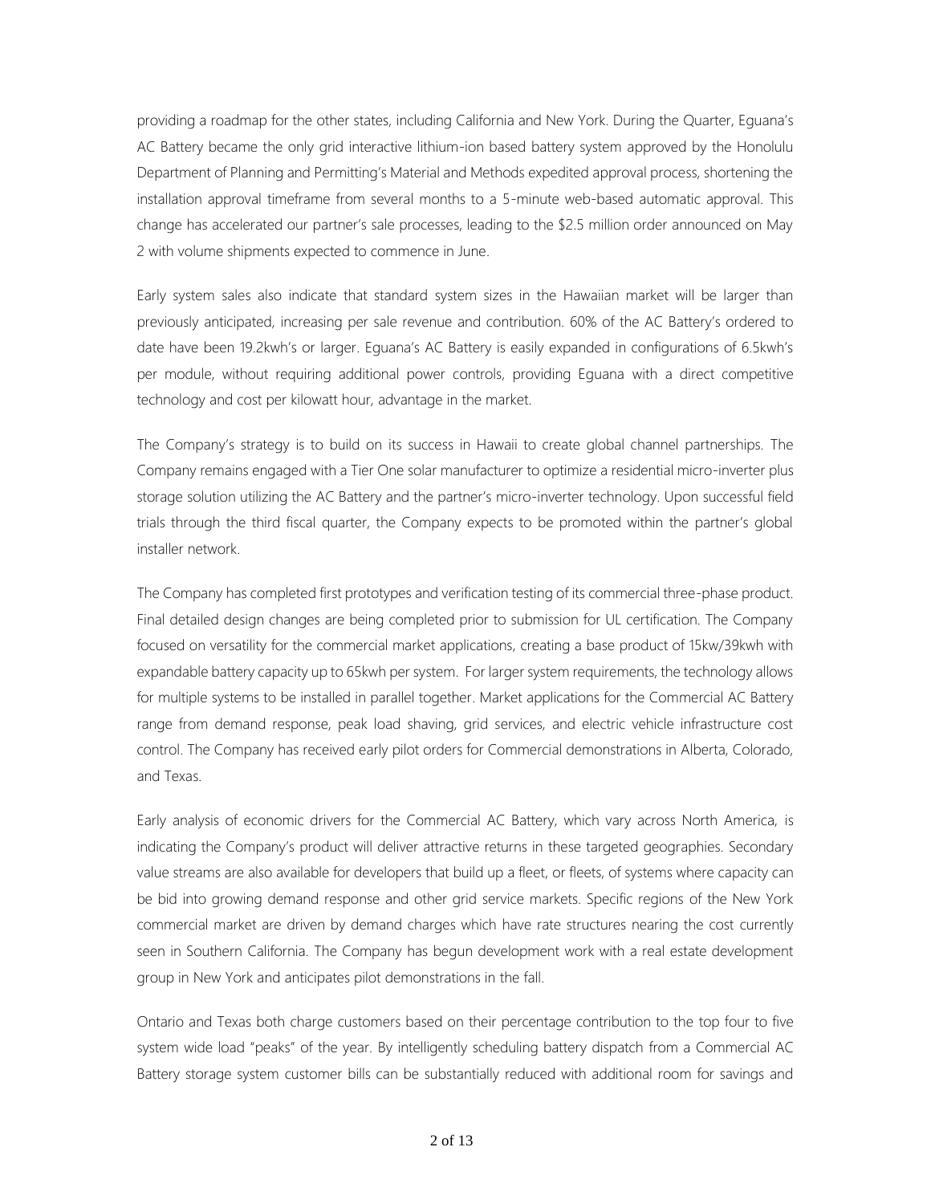providing a roadmap for the other states, including California and New York. During the Quarter, Eguana's AC Battery became the only grid interactive lithium-ion based battery system approved by the Honolulu Department of Planning and Permitting's Material and Methods expedited approval process, shortening the installation approval timeframe from several months to a 5-minute web-based automatic approval. This change has accelerated our partner's sale processes, leading to the $2.5 million order announced on May 2 with volume shipments expected to commence in June.

Early system sales also indicate that standard system sizes in the Hawaiian market will be larger than previously anticipated, increasing per sale revenue and contribution. 60% of the AC Battery's ordered to date have been 19.2kwh's or larger. Eguana's AC Battery is easily expanded in configurations of 6.5kwh's per module, without requiring additional power controls, providing Eguana with a direct competitive technology and cost per kilowatt hour, advantage in the market.

The Company's strategy is to build on its success in Hawaii to create global channel partnerships. The Company remains engaged with a Tier One solar manufacturer to optimize a residential micro-inverter plus storage solution utilizing the AC Battery and the partner's micro-inverter technology. Upon successful field trials through the third fiscal quarter, the Company expects to be promoted within the partner's global installer network.

The Company has completed first prototypes and verification testing of its commercial three-phase product. Final detailed design changes are being completed prior to submission for UL certification. The Company focused on versatility for the commercial market applications, creating a base product of 15kw/39kwh with expandable battery capacity up to 65kwh per system. For larger system requirements, the technology allows for multiple systems to be installed in parallel together. Market applications for the Commercial AC Battery range from demand response, peak load shaving, grid services, and electric vehicle infrastructure cost control. The Company has received early pilot orders for Commercial demonstrations in Alberta, Colorado, and Texas.

Early analysis of economic drivers for the Commercial AC Battery, which vary across North America, is indicating the Company's product will deliver attractive returns in these targeted geographies. Secondary value streams are also available for developers that build up a fleet, or fleets, of systems where capacity can be bid into growing demand response and other grid service markets. Specific regions of the New York commercial market are driven by demand charges which have rate structures nearing the cost currently seen in Southern California. The Company has begun development work with a real estate development group in New York and anticipates pilot demonstrations in the fall.

Ontario and Texas both charge customers based on their percentage contribution to the top four to five system wide load "peaks" of the year. By intelligently scheduling battery dispatch from a Commercial AC Battery storage system customer bills can be substantially reduced with additional room for savings and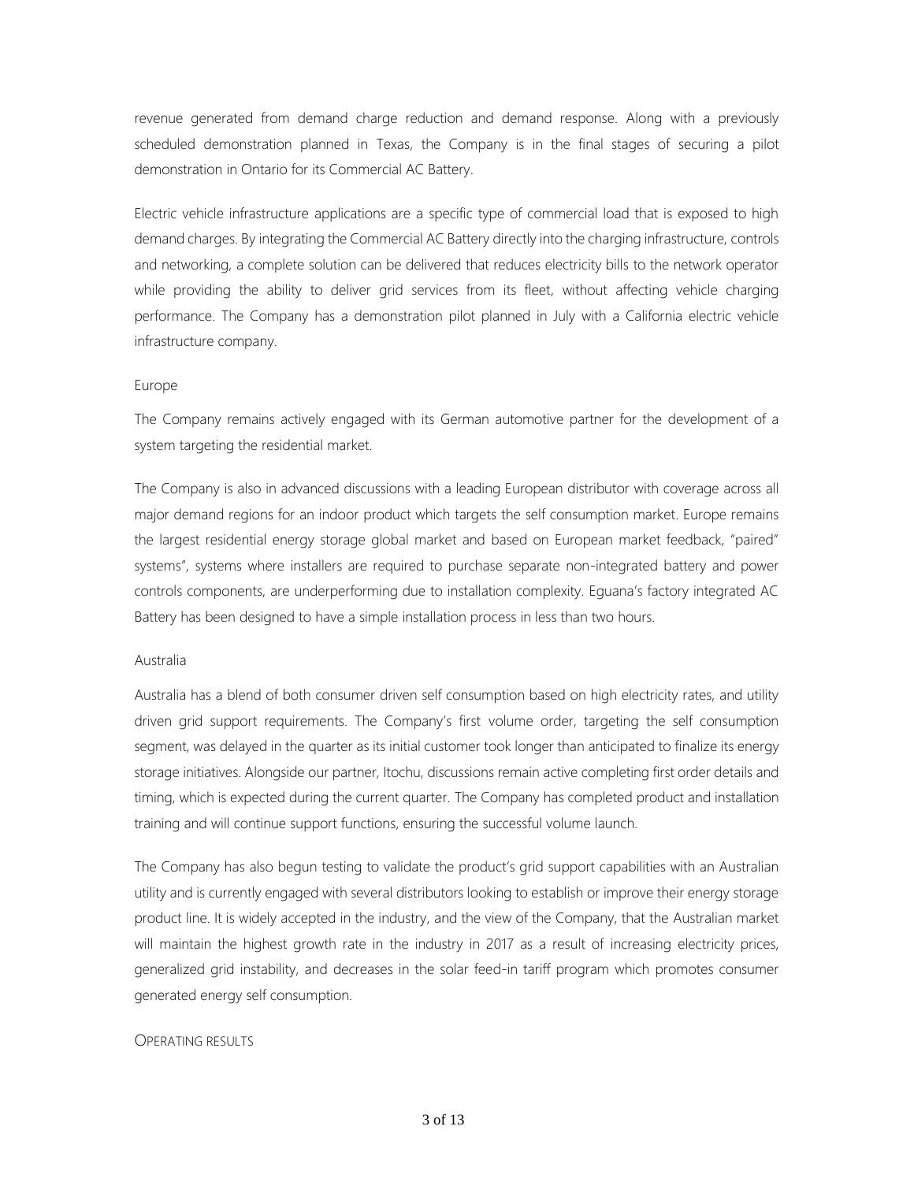revenue generated from demand charge reduction and demand response. Along with a previously scheduled demonstration planned in Texas, the Company is in the final stages of securing a pilot demonstration in Ontario for its Commercial AC Battery.

Electric vehicle infrastructure applications are a specific type of commercial load that is exposed to high demand charges. By integrating the Commercial AC Battery directly into the charging infrastructure, controls and networking, a complete solution can be delivered that reduces electricity bills to the network operator while providing the ability to deliver grid services from its fleet, without affecting vehicle charging performance. The Company has a demonstration pilot planned in July with a California electric vehicle infrastructure company.

### Europe

The Company remains actively engaged with its German automotive partner for the development of a system targeting the residential market.

The Company is also in advanced discussions with a leading European distributor with coverage across all major demand regions for an indoor product which targets the self consumption market. Europe remains the largest residential energy storage global market and based on European market feedback, "paired" systems", systems where installers are required to purchase separate non-integrated battery and power controls components, are underperforming due to installation complexity. Eguana's factory integrated AC Battery has been designed to have a simple installation process in less than two hours.

### Australia

Australia has a blend of both consumer driven self consumption based on high electricity rates, and utility driven grid support requirements. The Company's first volume order, targeting the self consumption segment, was delayed in the quarter as its initial customer took longer than anticipated to finalize its energy storage initiatives. Alongside our partner, Itochu, discussions remain active completing first order details and timing, which is expected during the current quarter. The Company has completed product and installation training and will continue support functions, ensuring the successful volume launch.

The Company has also begun testing to validate the product's grid support capabilities with an Australian utility and is currently engaged with several distributors looking to establish or improve their energy storage product line. It is widely accepted in the industry, and the view of the Company, that the Australian market will maintain the highest growth rate in the industry in 2017 as a result of increasing electricity prices, generalized grid instability, and decreases in the solar feed-in tariff program which promotes consumer generated energy self consumption.

## OPERATING RESULTS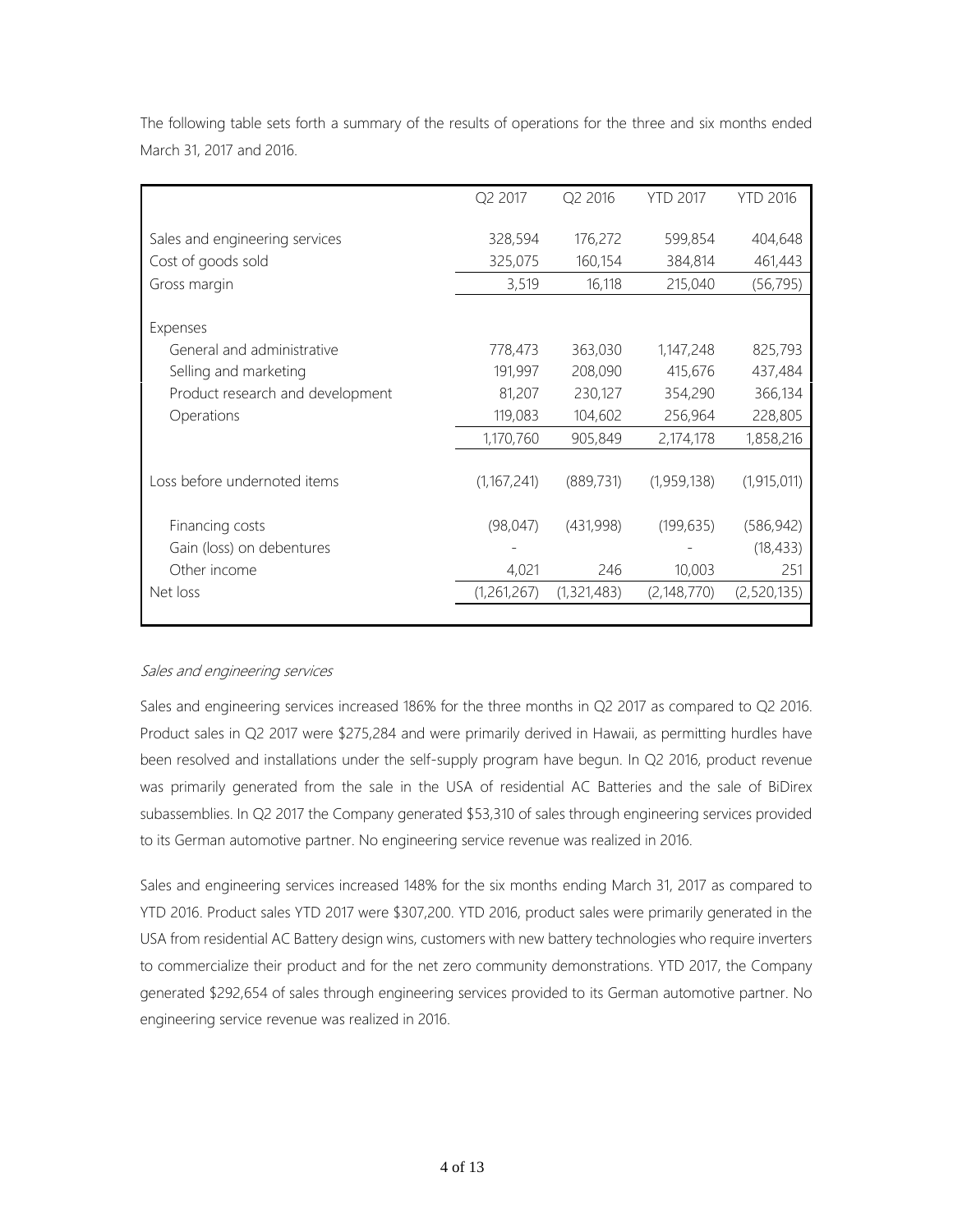The following table sets forth a summary of the results of operations for the three and six months ended March 31, 2017 and 2016.

| | Q2 2017 | Q2 2016 | YTD 2017 | YTD 2016 |
|---|---|---|---|---|
| Sales and engineering services | 328,594 | 176,272 | 599,854 | 404,648 |
| Cost of goods sold | 325,075 | 160,154 | 384,814 | 461,443 |
| Gross margin | 3,519 | 16,118 | 215,040 | (56,795) |
| Expenses | | | | |
| General and administrative | 778,473 | 363,030 | 1,147,248 | 825,793 |
| Selling and marketing | 191,997 | 208,090 | 415,676 | 437,484 |
| Product research and development | 81,207 | 230,127 | 354,290 | 366,134 |
| Operations | 119,083 | 104,602 | 256,964 | 228,805 |
| | 1,170,760 | 905,849 | 2,174,178 | 1,858,216 |
| Loss before undernoted items | (1,167,241) | (889,731) | (1,959,138) | (1,915,011) |
| Financing costs | (98,047) | (431,998) | (199,635) | (586,942) |
| Gain (loss) on debentures | - | | - | (18,433) |
| Other income | 4,021 | 246 | 10,003 | 251 |
| Net loss | (1,261,267) | (1,321,483) | (2,148,770) | (2,520,135) |

*Sales and engineering services*

Sales and engineering services increased 186% for the three months in Q2 2017 as compared to Q2 2016. Product sales in Q2 2017 were $275,284 and were primarily derived in Hawaii, as permitting hurdles have been resolved and installations under the self-supply program have begun. In Q2 2016, product revenue was primarily generated from the sale in the USA of residential AC Batteries and the sale of BiDirex subassemblies. In Q2 2017 the Company generated $53,310 of sales through engineering services provided to its German automotive partner. No engineering service revenue was realized in 2016.

Sales and engineering services increased 148% for the six months ending March 31, 2017 as compared to YTD 2016. Product sales YTD 2017 were $307,200. YTD 2016, product sales were primarily generated in the USA from residential AC Battery design wins, customers with new battery technologies who require inverters to commercialize their product and for the net zero community demonstrations. YTD 2017, the Company generated $292,654 of sales through engineering services provided to its German automotive partner. No engineering service revenue was realized in 2016.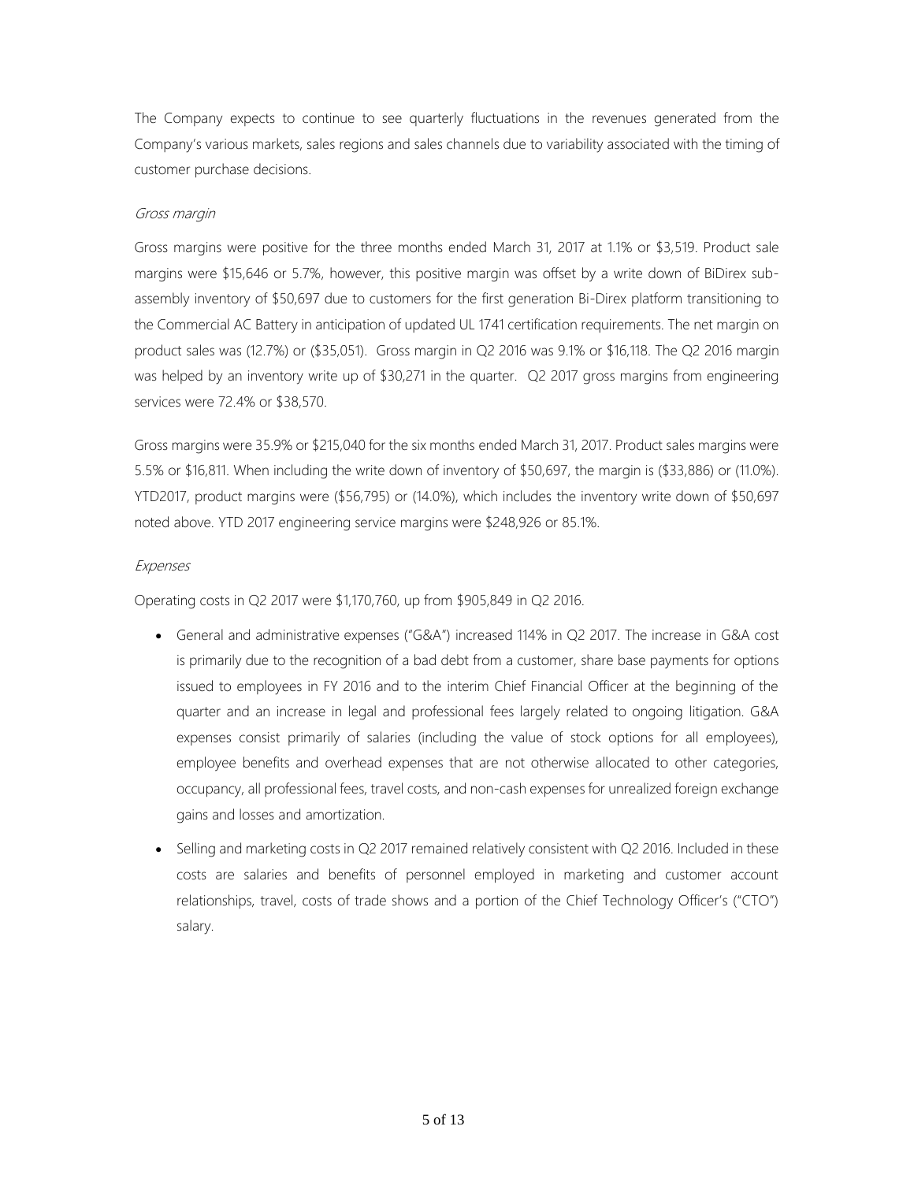The Company expects to continue to see quarterly fluctuations in the revenues generated from the Company's various markets, sales regions and sales channels due to variability associated with the timing of customer purchase decisions.

*Gross margin*

Gross margins were positive for the three months ended March 31, 2017 at 1.1% or $3,519. Product sale margins were $15,646 or 5.7%, however, this positive margin was offset by a write down of BiDirex sub-assembly inventory of $50,697 due to customers for the first generation Bi-Direx platform transitioning to the Commercial AC Battery in anticipation of updated UL 1741 certification requirements. The net margin on product sales was (12.7%) or ($35,051). Gross margin in Q2 2016 was 9.1% or $16,118. The Q2 2016 margin was helped by an inventory write up of $30,271 in the quarter. Q2 2017 gross margins from engineering services were 72.4% or $38,570.

Gross margins were 35.9% or $215,040 for the six months ended March 31, 2017. Product sales margins were 5.5% or $16,811. When including the write down of inventory of $50,697, the margin is ($33,886) or (11.0%). YTD2017, product margins were ($56,795) or (14.0%), which includes the inventory write down of $50,697 noted above. YTD 2017 engineering service margins were $248,926 or 85.1%.

*Expenses*

Operating costs in Q2 2017 were $1,170,760, up from $905,849 in Q2 2016.

- General and administrative expenses ("G&A") increased 114% in Q2 2017. The increase in G&A cost is primarily due to the recognition of a bad debt from a customer, share base payments for options issued to employees in FY 2016 and to the interim Chief Financial Officer at the beginning of the quarter and an increase in legal and professional fees largely related to ongoing litigation. G&A expenses consist primarily of salaries (including the value of stock options for all employees), employee benefits and overhead expenses that are not otherwise allocated to other categories, occupancy, all professional fees, travel costs, and non-cash expenses for unrealized foreign exchange gains and losses and amortization.
- Selling and marketing costs in Q2 2017 remained relatively consistent with Q2 2016. Included in these costs are salaries and benefits of personnel employed in marketing and customer account relationships, travel, costs of trade shows and a portion of the Chief Technology Officer's ("CTO") salary.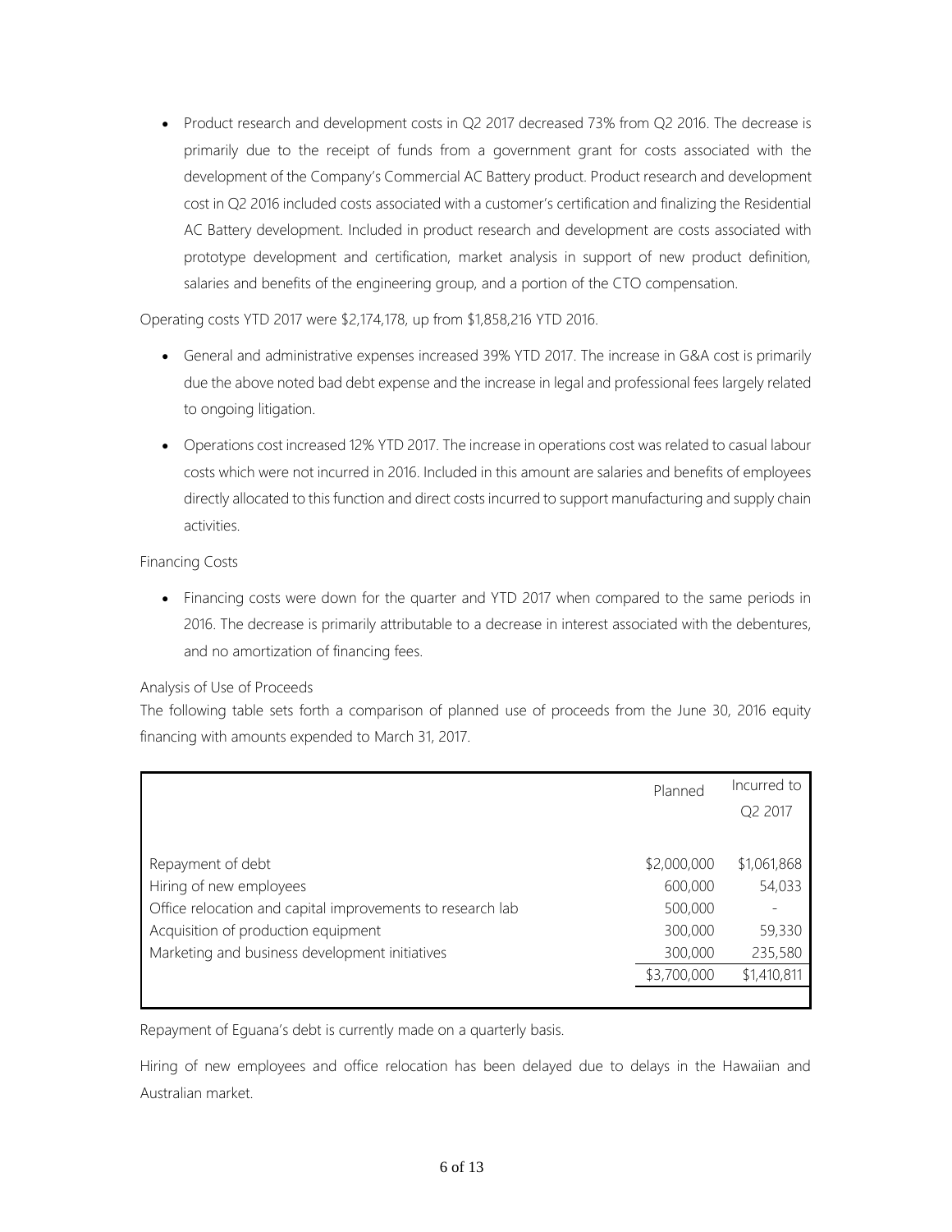- Product research and development costs in Q2 2017 decreased 73% from Q2 2016. The decrease is primarily due to the receipt of funds from a government grant for costs associated with the development of the Company's Commercial AC Battery product. Product research and development cost in Q2 2016 included costs associated with a customer's certification and finalizing the Residential AC Battery development. Included in product research and development are costs associated with prototype development and certification, market analysis in support of new product definition, salaries and benefits of the engineering group, and a portion of the CTO compensation.

Operating costs YTD 2017 were $2,174,178, up from $1,858,216 YTD 2016.

- General and administrative expenses increased 39% YTD 2017. The increase in G&A cost is primarily due the above noted bad debt expense and the increase in legal and professional fees largely related to ongoing litigation.
- Operations cost increased 12% YTD 2017. The increase in operations cost was related to casual labour costs which were not incurred in 2016. Included in this amount are salaries and benefits of employees directly allocated to this function and direct costs incurred to support manufacturing and supply chain activities.

Financing Costs

- Financing costs were down for the quarter and YTD 2017 when compared to the same periods in 2016. The decrease is primarily attributable to a decrease in interest associated with the debentures, and no amortization of financing fees.

Analysis of Use of Proceeds

The following table sets forth a comparison of planned use of proceeds from the June 30, 2016 equity financing with amounts expended to March 31, 2017.

| | Planned | Incurred to Q2 2017 |
|---|---|---|
| Repayment of debt | $2,000,000 | $1,061,868 |
| Hiring of new employees | 600,000 | 54,033 |
| Office relocation and capital improvements to research lab | 500,000 | - |
| Acquisition of production equipment | 300,000 | 59,330 |
| Marketing and business development initiatives | 300,000 | 235,580 |
| | $3,700,000 | $1,410,811 |

Repayment of Eguana's debt is currently made on a quarterly basis.

Hiring of new employees and office relocation has been delayed due to delays in the Hawaiian and Australian market.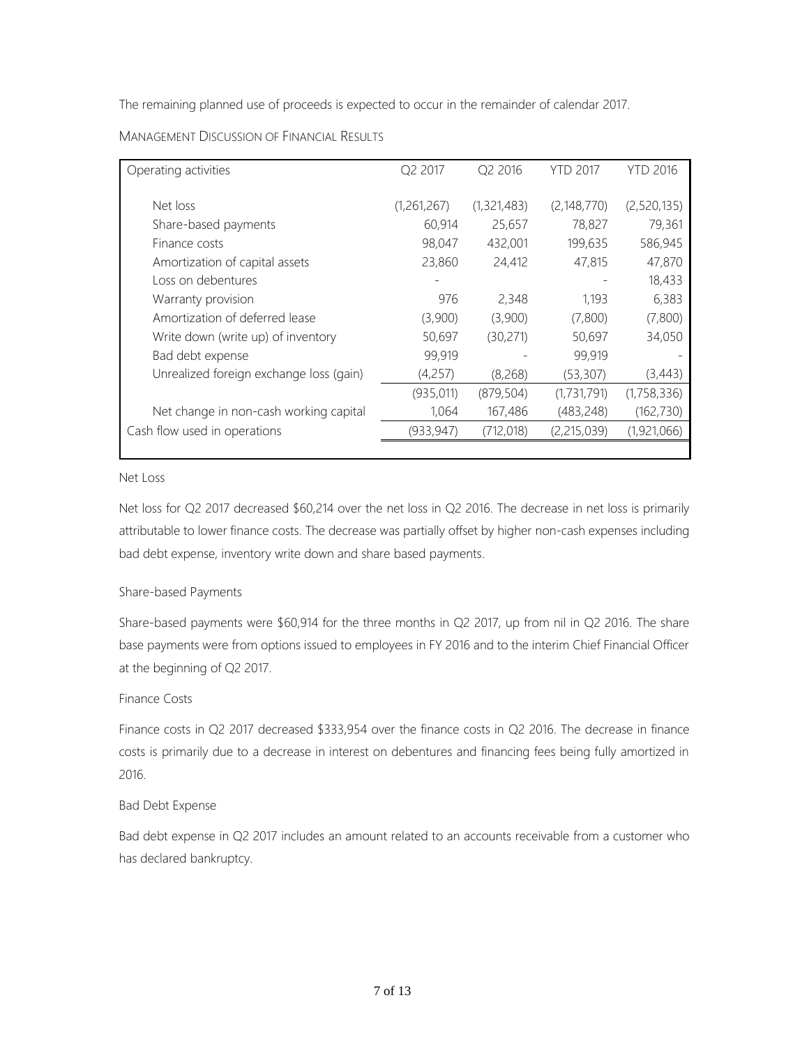The remaining planned use of proceeds is expected to occur in the remainder of calendar 2017.

## MANAGEMENT DISCUSSION OF FINANCIAL RESULTS

| Operating activities | Q2 2017 | Q2 2016 | YTD 2017 | YTD 2016 |
|---|---|---|---|---|
| Net loss | (1,261,267) | (1,321,483) | (2,148,770) | (2,520,135) |
| Share-based payments | 60,914 | 25,657 | 78,827 | 79,361 |
| Finance costs | 98,047 | 432,001 | 199,635 | 586,945 |
| Amortization of capital assets | 23,860 | 24,412 | 47,815 | 47,870 |
| Loss on debentures | - | | - | 18,433 |
| Warranty provision | 976 | 2,348 | 1,193 | 6,383 |
| Amortization of deferred lease | (3,900) | (3,900) | (7,800) | (7,800) |
| Write down (write up) of inventory | 50,697 | (30,271) | 50,697 | 34,050 |
| Bad debt expense | 99,919 | - | 99,919 | - |
| Unrealized foreign exchange loss (gain) | (4,257) | (8,268) | (53,307) | (3,443) |
| | (935,011) | (879,504) | (1,731,791) | (1,758,336) |
| Net change in non-cash working capital | 1,064 | 167,486 | (483,248) | (162,730) |
| Cash flow used in operations | (933,947) | (712,018) | (2,215,039) | (1,921,066) |

### Net Loss

Net loss for Q2 2017 decreased $60,214 over the net loss in Q2 2016. The decrease in net loss is primarily attributable to lower finance costs. The decrease was partially offset by higher non-cash expenses including bad debt expense, inventory write down and share based payments.

### Share-based Payments

Share-based payments were $60,914 for the three months in Q2 2017, up from nil in Q2 2016. The share base payments were from options issued to employees in FY 2016 and to the interim Chief Financial Officer at the beginning of Q2 2017.

### Finance Costs

Finance costs in Q2 2017 decreased $333,954 over the finance costs in Q2 2016. The decrease in finance costs is primarily due to a decrease in interest on debentures and financing fees being fully amortized in 2016.

### Bad Debt Expense

Bad debt expense in Q2 2017 includes an amount related to an accounts receivable from a customer who has declared bankruptcy.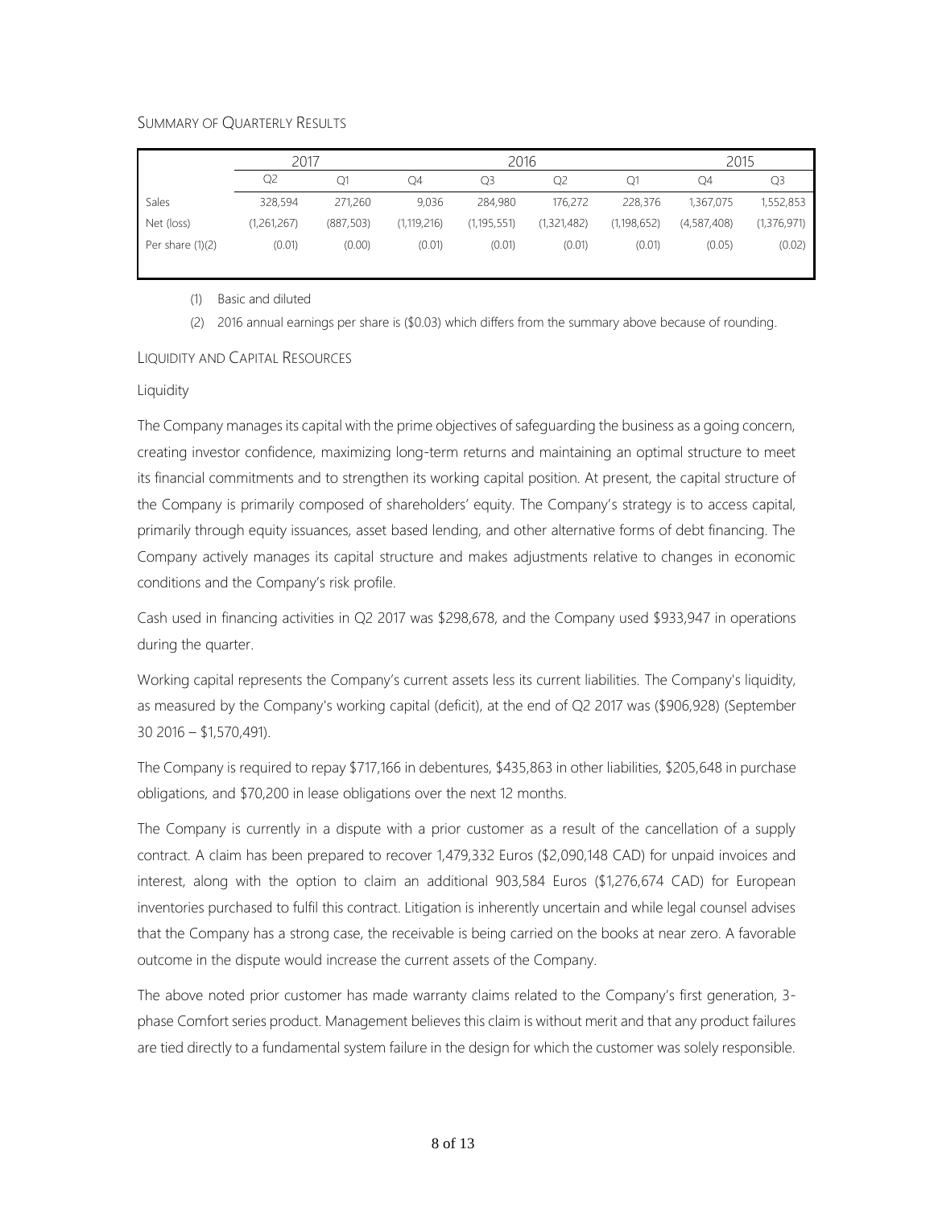## SUMMARY OF QUARTERLY RESULTS

| | 2017 | | 2016 | | | | 2015 | |
|---|---|---|---|---|---|---|---|---|
| | Q2 | Q1 | Q4 | Q3 | Q2 | Q1 | Q4 | Q3 |
| Sales | 328,594 | 271,260 | 9,036 | 284,980 | 176,272 | 228,376 | 1,367,075 | 1,552,853 |
| Net (loss) | (1,261,267) | (887,503) | (1,119,216) | (1,195,551) | (1,321,482) | (1,198,652) | (4,587,408) | (1,376,971) |
| Per share (1)(2) | (0.01) | (0.00) | (0.01) | (0.01) | (0.01) | (0.01) | (0.05) | (0.02) |

(1) Basic and diluted

(2) 2016 annual earnings per share is ($0.03) which differs from the summary above because of rounding.

## LIQUIDITY AND CAPITAL RESOURCES

### Liquidity

The Company manages its capital with the prime objectives of safeguarding the business as a going concern, creating investor confidence, maximizing long-term returns and maintaining an optimal structure to meet its financial commitments and to strengthen its working capital position. At present, the capital structure of the Company is primarily composed of shareholders' equity. The Company's strategy is to access capital, primarily through equity issuances, asset based lending, and other alternative forms of debt financing. The Company actively manages its capital structure and makes adjustments relative to changes in economic conditions and the Company's risk profile.

Cash used in financing activities in Q2 2017 was $298,678, and the Company used $933,947 in operations during the quarter.

Working capital represents the Company's current assets less its current liabilities. The Company's liquidity, as measured by the Company's working capital (deficit), at the end of Q2 2017 was ($906,928) (September 30 2016 – $1,570,491).

The Company is required to repay $717,166 in debentures, $435,863 in other liabilities, $205,648 in purchase obligations, and $70,200 in lease obligations over the next 12 months.

The Company is currently in a dispute with a prior customer as a result of the cancellation of a supply contract. A claim has been prepared to recover 1,479,332 Euros ($2,090,148 CAD) for unpaid invoices and interest, along with the option to claim an additional 903,584 Euros ($1,276,674 CAD) for European inventories purchased to fulfil this contract. Litigation is inherently uncertain and while legal counsel advises that the Company has a strong case, the receivable is being carried on the books at near zero. A favorable outcome in the dispute would increase the current assets of the Company.

The above noted prior customer has made warranty claims related to the Company's first generation, 3-phase Comfort series product. Management believes this claim is without merit and that any product failures are tied directly to a fundamental system failure in the design for which the customer was solely responsible.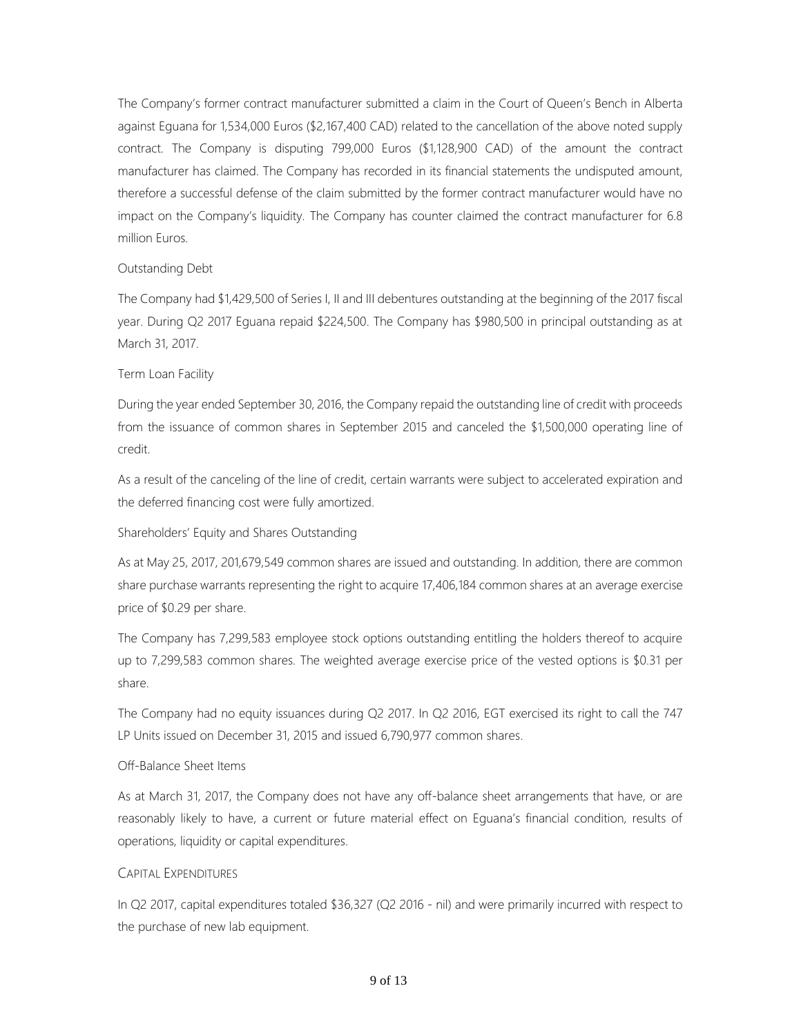The Company's former contract manufacturer submitted a claim in the Court of Queen's Bench in Alberta against Eguana for 1,534,000 Euros ($2,167,400 CAD) related to the cancellation of the above noted supply contract. The Company is disputing 799,000 Euros ($1,128,900 CAD) of the amount the contract manufacturer has claimed. The Company has recorded in its financial statements the undisputed amount, therefore a successful defense of the claim submitted by the former contract manufacturer would have no impact on the Company's liquidity. The Company has counter claimed the contract manufacturer for 6.8 million Euros.

### Outstanding Debt

The Company had $1,429,500 of Series I, II and III debentures outstanding at the beginning of the 2017 fiscal year. During Q2 2017 Eguana repaid $224,500. The Company has $980,500 in principal outstanding as at March 31, 2017.

### Term Loan Facility

During the year ended September 30, 2016, the Company repaid the outstanding line of credit with proceeds from the issuance of common shares in September 2015 and canceled the $1,500,000 operating line of credit.

As a result of the canceling of the line of credit, certain warrants were subject to accelerated expiration and the deferred financing cost were fully amortized.

### Shareholders' Equity and Shares Outstanding

As at May 25, 2017, 201,679,549 common shares are issued and outstanding. In addition, there are common share purchase warrants representing the right to acquire 17,406,184 common shares at an average exercise price of $0.29 per share.

The Company has 7,299,583 employee stock options outstanding entitling the holders thereof to acquire up to 7,299,583 common shares. The weighted average exercise price of the vested options is $0.31 per share.

The Company had no equity issuances during Q2 2017. In Q2 2016, EGT exercised its right to call the 747 LP Units issued on December 31, 2015 and issued 6,790,977 common shares.

### Off-Balance Sheet Items

As at March 31, 2017, the Company does not have any off-balance sheet arrangements that have, or are reasonably likely to have, a current or future material effect on Eguana's financial condition, results of operations, liquidity or capital expenditures.

## CAPITAL EXPENDITURES

In Q2 2017, capital expenditures totaled $36,327 (Q2 2016 - nil) and were primarily incurred with respect to the purchase of new lab equipment.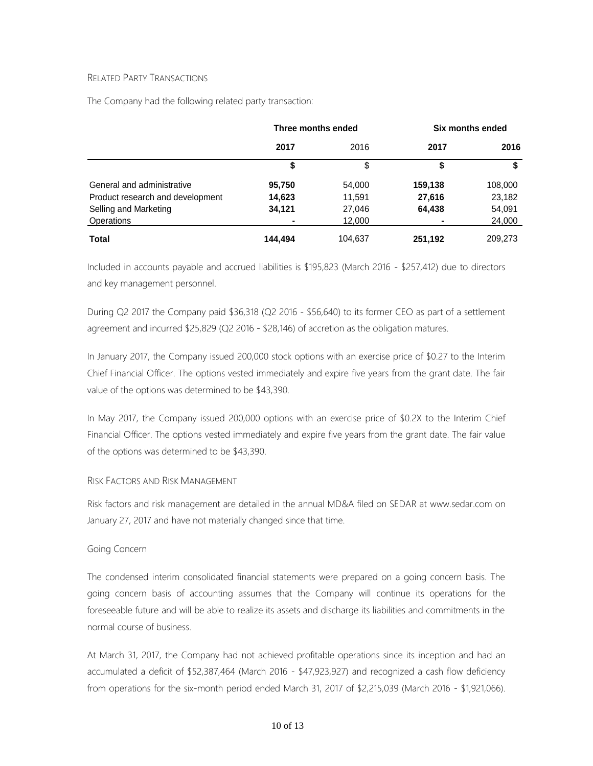### Related Party Transactions

The Company had the following related party transaction:

| | Three months ended | | Six months ended | |
|---|---|---|---|---|
| | **2017** | 2016 | **2017** | **2016** |
| | **$** | $ | **$** | **$** |
| General and administrative | **95,750** | 54,000 | **159,138** | 108,000 |
| Product research and development | **14,623** | 11,591 | **27,616** | 23,182 |
| Selling and Marketing | **34,121** | 27,046 | **64,438** | 54,091 |
| Operations | **-** | 12,000 | **-** | 24,000 |
| **Total** | **144,494** | 104,637 | **251,192** | 209,273 |

Included in accounts payable and accrued liabilities is $195,823 (March 2016 - $257,412) due to directors and key management personnel.

During Q2 2017 the Company paid $36,318 (Q2 2016 - $56,640) to its former CEO as part of a settlement agreement and incurred $25,829 (Q2 2016 - $28,146) of accretion as the obligation matures.

In January 2017, the Company issued 200,000 stock options with an exercise price of $0.27 to the Interim Chief Financial Officer. The options vested immediately and expire five years from the grant date. The fair value of the options was determined to be $43,390.

In May 2017, the Company issued 200,000 options with an exercise price of $0.2X to the Interim Chief Financial Officer. The options vested immediately and expire five years from the grant date. The fair value of the options was determined to be $43,390.

### Risk Factors and Risk Management

Risk factors and risk management are detailed in the annual MD&A filed on SEDAR at www.sedar.com on January 27, 2017 and have not materially changed since that time.

#### Going Concern

The condensed interim consolidated financial statements were prepared on a going concern basis. The going concern basis of accounting assumes that the Company will continue its operations for the foreseeable future and will be able to realize its assets and discharge its liabilities and commitments in the normal course of business.

At March 31, 2017, the Company had not achieved profitable operations since its inception and had an accumulated a deficit of $52,387,464 (March 2016 - $47,923,927) and recognized a cash flow deficiency from operations for the six-month period ended March 31, 2017 of $2,215,039 (March 2016 - $1,921,066).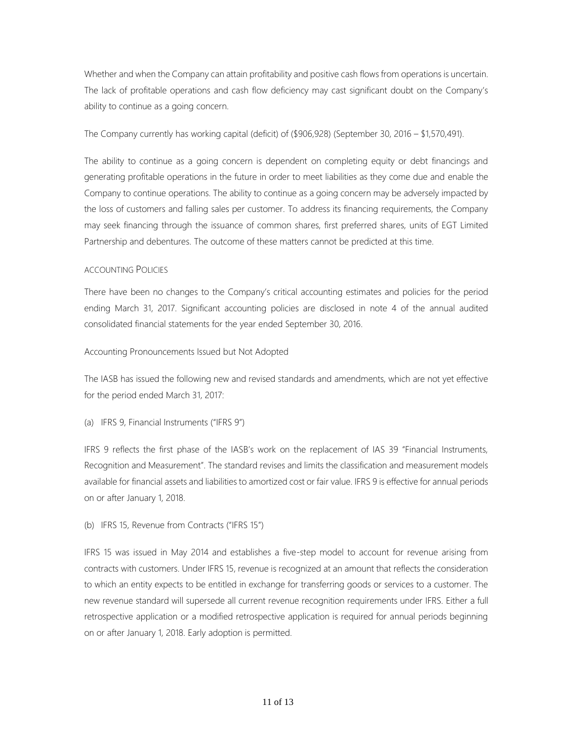Whether and when the Company can attain profitability and positive cash flows from operations is uncertain. The lack of profitable operations and cash flow deficiency may cast significant doubt on the Company's ability to continue as a going concern.

The Company currently has working capital (deficit) of ($906,928) (September 30, 2016 – $1,570,491).

The ability to continue as a going concern is dependent on completing equity or debt financings and generating profitable operations in the future in order to meet liabilities as they come due and enable the Company to continue operations. The ability to continue as a going concern may be adversely impacted by the loss of customers and falling sales per customer. To address its financing requirements, the Company may seek financing through the issuance of common shares, first preferred shares, units of EGT Limited Partnership and debentures. The outcome of these matters cannot be predicted at this time.

## ACCOUNTING POLICIES

There have been no changes to the Company's critical accounting estimates and policies for the period ending March 31, 2017. Significant accounting policies are disclosed in note 4 of the annual audited consolidated financial statements for the year ended September 30, 2016.

### Accounting Pronouncements Issued but Not Adopted

The IASB has issued the following new and revised standards and amendments, which are not yet effective for the period ended March 31, 2017:

(a) IFRS 9, Financial Instruments ("IFRS 9")

IFRS 9 reflects the first phase of the IASB's work on the replacement of IAS 39 "Financial Instruments, Recognition and Measurement". The standard revises and limits the classification and measurement models available for financial assets and liabilities to amortized cost or fair value. IFRS 9 is effective for annual periods on or after January 1, 2018.

(b) IFRS 15, Revenue from Contracts ("IFRS 15")

IFRS 15 was issued in May 2014 and establishes a five-step model to account for revenue arising from contracts with customers. Under IFRS 15, revenue is recognized at an amount that reflects the consideration to which an entity expects to be entitled in exchange for transferring goods or services to a customer. The new revenue standard will supersede all current revenue recognition requirements under IFRS. Either a full retrospective application or a modified retrospective application is required for annual periods beginning on or after January 1, 2018. Early adoption is permitted.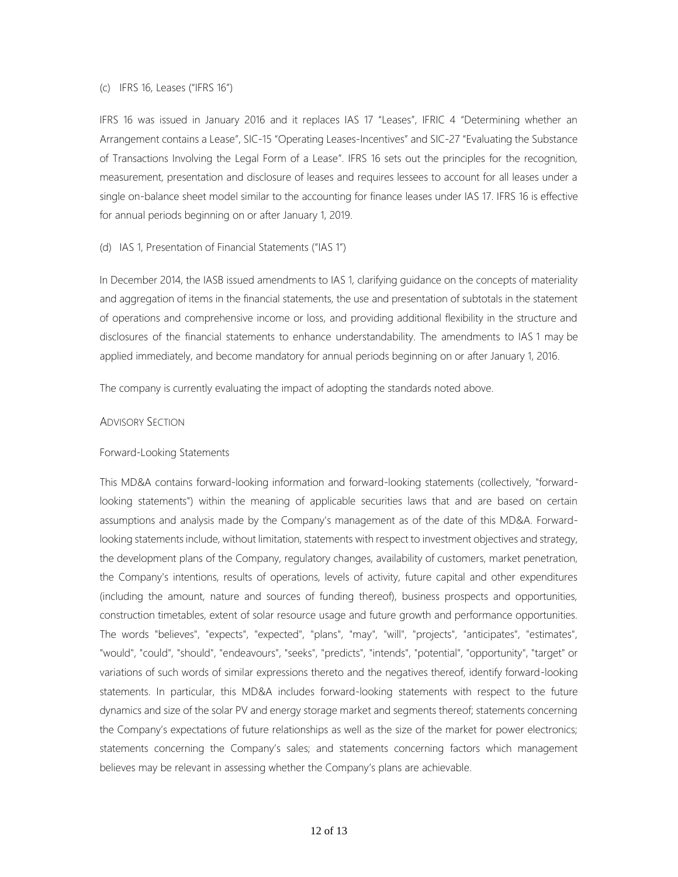(c) IFRS 16, Leases ("IFRS 16")

IFRS 16 was issued in January 2016 and it replaces IAS 17 "Leases", IFRIC 4 "Determining whether an Arrangement contains a Lease", SIC-15 "Operating Leases-Incentives" and SIC-27 "Evaluating the Substance of Transactions Involving the Legal Form of a Lease". IFRS 16 sets out the principles for the recognition, measurement, presentation and disclosure of leases and requires lessees to account for all leases under a single on-balance sheet model similar to the accounting for finance leases under IAS 17. IFRS 16 is effective for annual periods beginning on or after January 1, 2019.

(d) IAS 1, Presentation of Financial Statements ("IAS 1")

In December 2014, the IASB issued amendments to IAS 1, clarifying guidance on the concepts of materiality and aggregation of items in the financial statements, the use and presentation of subtotals in the statement of operations and comprehensive income or loss, and providing additional flexibility in the structure and disclosures of the financial statements to enhance understandability. The amendments to IAS 1 may be applied immediately, and become mandatory for annual periods beginning on or after January 1, 2016.

The company is currently evaluating the impact of adopting the standards noted above.

## ADVISORY SECTION

### Forward-Looking Statements

This MD&A contains forward-looking information and forward-looking statements (collectively, "forward-looking statements") within the meaning of applicable securities laws that and are based on certain assumptions and analysis made by the Company's management as of the date of this MD&A. Forward-looking statements include, without limitation, statements with respect to investment objectives and strategy, the development plans of the Company, regulatory changes, availability of customers, market penetration, the Company's intentions, results of operations, levels of activity, future capital and other expenditures (including the amount, nature and sources of funding thereof), business prospects and opportunities, construction timetables, extent of solar resource usage and future growth and performance opportunities. The words "believes", "expects", "expected", "plans", "may", "will", "projects", "anticipates", "estimates", "would", "could", "should", "endeavours", "seeks", "predicts", "intends", "potential", "opportunity", "target" or variations of such words of similar expressions thereto and the negatives thereof, identify forward-looking statements. In particular, this MD&A includes forward-looking statements with respect to the future dynamics and size of the solar PV and energy storage market and segments thereof; statements concerning the Company's expectations of future relationships as well as the size of the market for power electronics; statements concerning the Company's sales; and statements concerning factors which management believes may be relevant in assessing whether the Company's plans are achievable.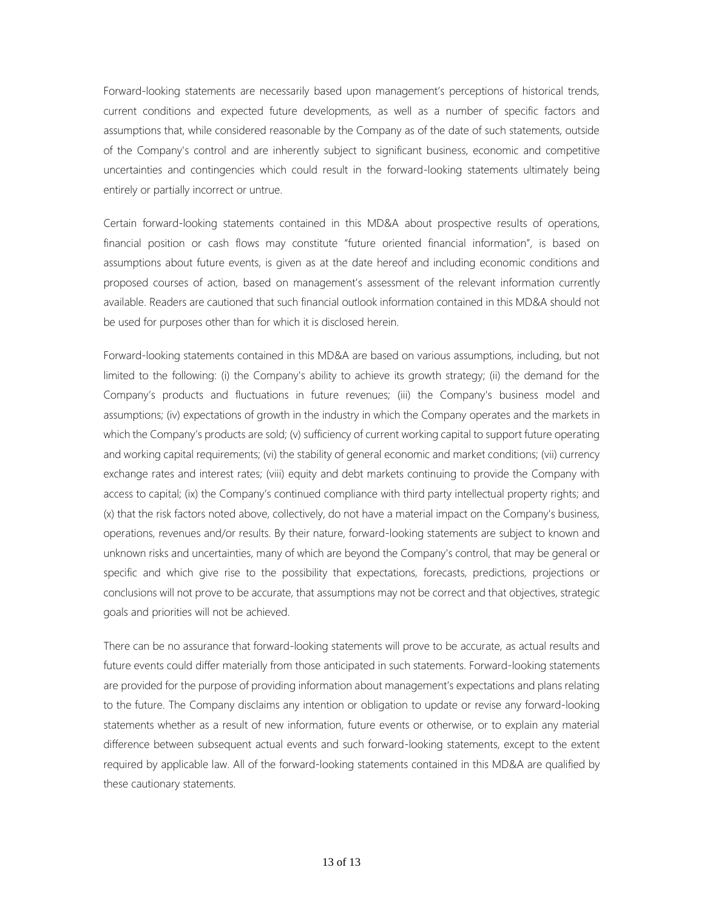Forward-looking statements are necessarily based upon management's perceptions of historical trends, current conditions and expected future developments, as well as a number of specific factors and assumptions that, while considered reasonable by the Company as of the date of such statements, outside of the Company's control and are inherently subject to significant business, economic and competitive uncertainties and contingencies which could result in the forward-looking statements ultimately being entirely or partially incorrect or untrue.

Certain forward-looking statements contained in this MD&A about prospective results of operations, financial position or cash flows may constitute "future oriented financial information", is based on assumptions about future events, is given as at the date hereof and including economic conditions and proposed courses of action, based on management's assessment of the relevant information currently available. Readers are cautioned that such financial outlook information contained in this MD&A should not be used for purposes other than for which it is disclosed herein.

Forward-looking statements contained in this MD&A are based on various assumptions, including, but not limited to the following: (i) the Company's ability to achieve its growth strategy; (ii) the demand for the Company's products and fluctuations in future revenues; (iii) the Company's business model and assumptions; (iv) expectations of growth in the industry in which the Company operates and the markets in which the Company's products are sold; (v) sufficiency of current working capital to support future operating and working capital requirements; (vi) the stability of general economic and market conditions; (vii) currency exchange rates and interest rates; (viii) equity and debt markets continuing to provide the Company with access to capital; (ix) the Company's continued compliance with third party intellectual property rights; and (x) that the risk factors noted above, collectively, do not have a material impact on the Company's business, operations, revenues and/or results. By their nature, forward-looking statements are subject to known and unknown risks and uncertainties, many of which are beyond the Company's control, that may be general or specific and which give rise to the possibility that expectations, forecasts, predictions, projections or conclusions will not prove to be accurate, that assumptions may not be correct and that objectives, strategic goals and priorities will not be achieved.

There can be no assurance that forward-looking statements will prove to be accurate, as actual results and future events could differ materially from those anticipated in such statements. Forward-looking statements are provided for the purpose of providing information about management's expectations and plans relating to the future. The Company disclaims any intention or obligation to update or revise any forward-looking statements whether as a result of new information, future events or otherwise, or to explain any material difference between subsequent actual events and such forward-looking statements, except to the extent required by applicable law. All of the forward-looking statements contained in this MD&A are qualified by these cautionary statements.